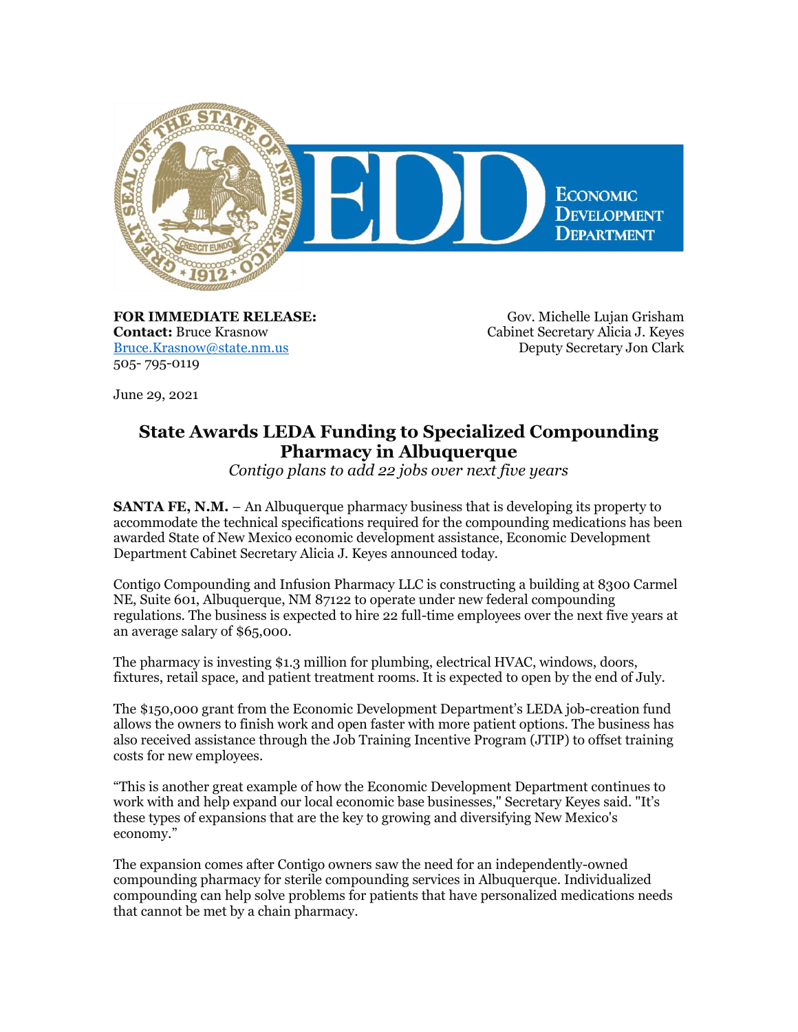**FOR IMMEDIATE RELEASE:**
**Contact:** Bruce Krasnow
Bruce.Krasnow@state.nm.us
505- 795-0119

Gov. Michelle Lujan Grisham
Cabinet Secretary Alicia J. Keyes
Deputy Secretary Jon Clark

June 29, 2021

# State Awards LEDA Funding to Specialized Compounding Pharmacy in Albuquerque

*Contigo plans to add 22 jobs over next five years*

**SANTA FE, N.M.** – An Albuquerque pharmacy business that is developing its property to accommodate the technical specifications required for the compounding medications has been awarded State of New Mexico economic development assistance, Economic Development Department Cabinet Secretary Alicia J. Keyes announced today.

Contigo Compounding and Infusion Pharmacy LLC is constructing a building at 8300 Carmel NE, Suite 601, Albuquerque, NM 87122 to operate under new federal compounding regulations. The business is expected to hire 22 full-time employees over the next five years at an average salary of $65,000.

The pharmacy is investing $1.3 million for plumbing, electrical HVAC, windows, doors, fixtures, retail space, and patient treatment rooms. It is expected to open by the end of July.

The $150,000 grant from the Economic Development Department's LEDA job-creation fund allows the owners to finish work and open faster with more patient options. The business has also received assistance through the Job Training Incentive Program (JTIP) to offset training costs for new employees.

"This is another great example of how the Economic Development Department continues to work with and help expand our local economic base businesses," Secretary Keyes said. "It's these types of expansions that are the key to growing and diversifying New Mexico's economy."

The expansion comes after Contigo owners saw the need for an independently-owned compounding pharmacy for sterile compounding services in Albuquerque. Individualized compounding can help solve problems for patients that have personalized medications needs that cannot be met by a chain pharmacy.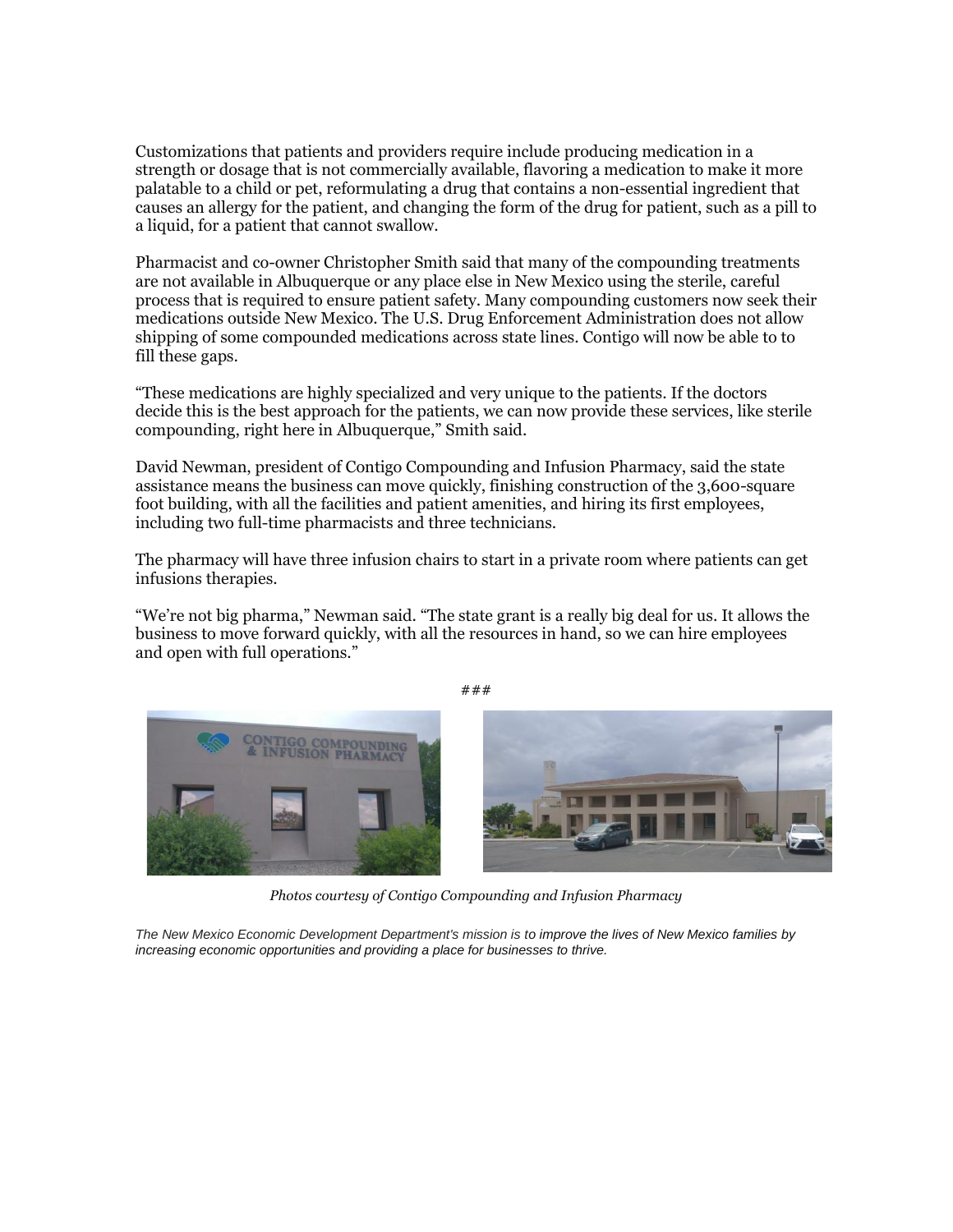Customizations that patients and providers require include producing medication in a strength or dosage that is not commercially available, flavoring a medication to make it more palatable to a child or pet, reformulating a drug that contains a non-essential ingredient that causes an allergy for the patient, and changing the form of the drug for patient, such as a pill to a liquid, for a patient that cannot swallow.

Pharmacist and co-owner Christopher Smith said that many of the compounding treatments are not available in Albuquerque or any place else in New Mexico using the sterile, careful process that is required to ensure patient safety. Many compounding customers now seek their medications outside New Mexico. The U.S. Drug Enforcement Administration does not allow shipping of some compounded medications across state lines. Contigo will now be able to to fill these gaps.

"These medications are highly specialized and very unique to the patients. If the doctors decide this is the best approach for the patients, we can now provide these services, like sterile compounding, right here in Albuquerque," Smith said.

David Newman, president of Contigo Compounding and Infusion Pharmacy, said the state assistance means the business can move quickly, finishing construction of the 3,600-square foot building, with all the facilities and patient amenities, and hiring its first employees, including two full-time pharmacists and three technicians.

The pharmacy will have three infusion chairs to start in a private room where patients can get infusions therapies.

"We're not big pharma," Newman said. "The state grant is a really big deal for us. It allows the business to move forward quickly, with all the resources in hand, so we can hire employees and open with full operations."

###

*Photos courtesy of Contigo Compounding and Infusion Pharmacy*

*The New Mexico Economic Development Department's mission is to improve the lives of New Mexico families by increasing economic opportunities and providing a place for businesses to thrive.*